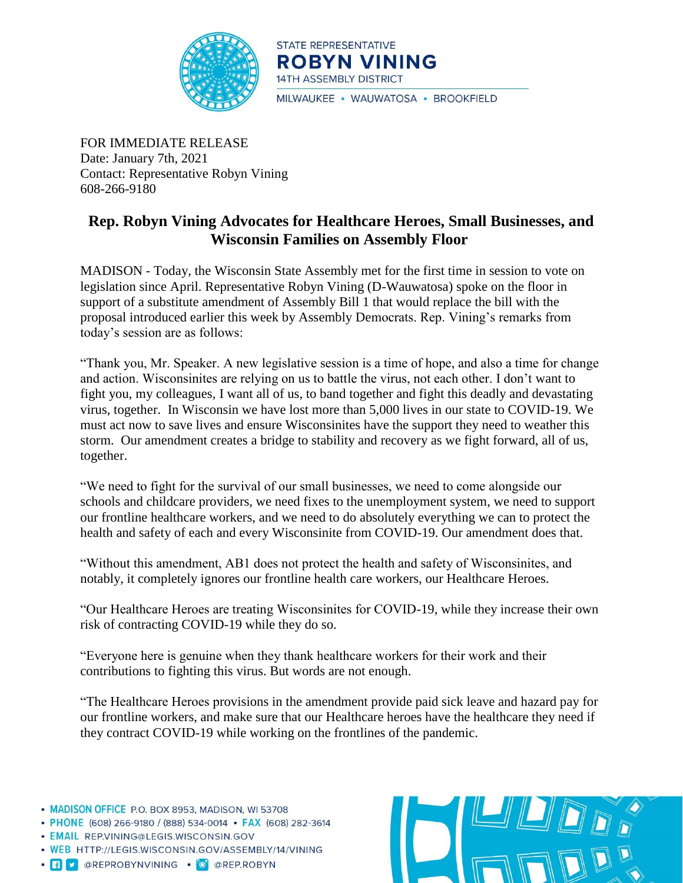STATE REPRESENTATIVE
**ROBYN VINING**
14TH ASSEMBLY DISTRICT
MILWAUKEE • WAUWATOSA • BROOKFIELD

FOR IMMEDIATE RELEASE
Date: January 7th, 2021
Contact: Representative Robyn Vining
608-266-9180

## Rep. Robyn Vining Advocates for Healthcare Heroes, Small Businesses, and Wisconsin Families on Assembly Floor

MADISON - Today, the Wisconsin State Assembly met for the first time in session to vote on legislation since April. Representative Robyn Vining (D-Wauwatosa) spoke on the floor in support of a substitute amendment of Assembly Bill 1 that would replace the bill with the proposal introduced earlier this week by Assembly Democrats. Rep. Vining's remarks from today's session are as follows:

"Thank you, Mr. Speaker. A new legislative session is a time of hope, and also a time for change and action. Wisconsinites are relying on us to battle the virus, not each other. I don't want to fight you, my colleagues, I want all of us, to band together and fight this deadly and devastating virus, together. In Wisconsin we have lost more than 5,000 lives in our state to COVID-19. We must act now to save lives and ensure Wisconsinites have the support they need to weather this storm. Our amendment creates a bridge to stability and recovery as we fight forward, all of us, together.

"We need to fight for the survival of our small businesses, we need to come alongside our schools and childcare providers, we need fixes to the unemployment system, we need to support our frontline healthcare workers, and we need to do absolutely everything we can to protect the health and safety of each and every Wisconsinite from COVID-19. Our amendment does that.

"Without this amendment, AB1 does not protect the health and safety of Wisconsinites, and notably, it completely ignores our frontline health care workers, our Healthcare Heroes.

"Our Healthcare Heroes are treating Wisconsinites for COVID-19, while they increase their own risk of contracting COVID-19 while they do so.

"Everyone here is genuine when they thank healthcare workers for their work and their contributions to fighting this virus. But words are not enough.

"The Healthcare Heroes provisions in the amendment provide paid sick leave and hazard pay for our frontline workers, and make sure that our Healthcare heroes have the healthcare they need if they contract COVID-19 while working on the frontlines of the pandemic.

- MADISON OFFICE P.O. BOX 8953, MADISON, WI 53708
- PHONE (608) 266-9180 / (888) 534-0014 • FAX (608) 282-3614
- EMAIL REP.VINING@LEGIS.WISCONSIN.GOV
- WEB HTTP://LEGIS.WISCONSIN.GOV/ASSEMBLY/14/VINING
- @REPROBYNVINING • @REP.ROBYN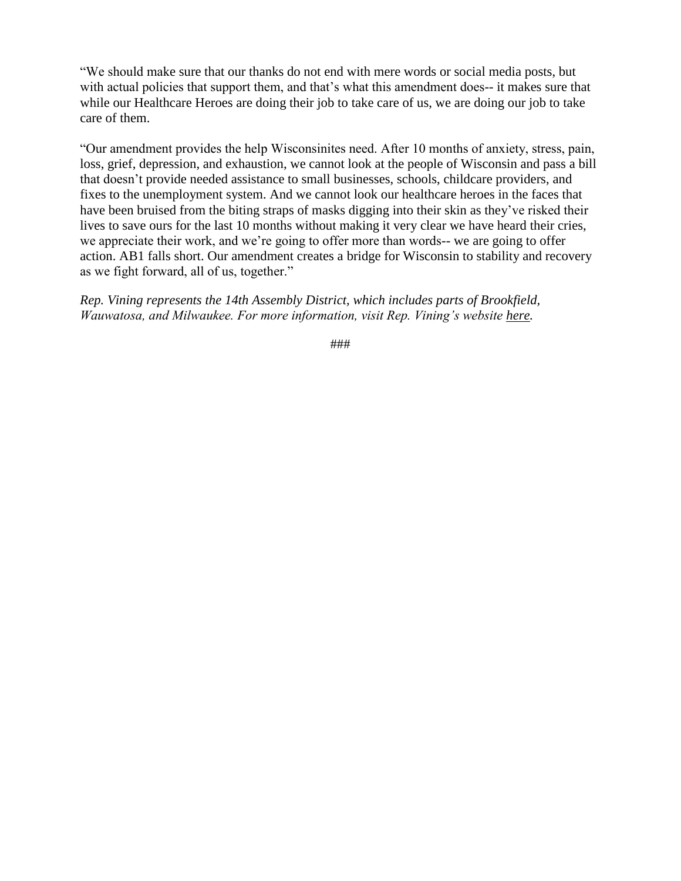"We should make sure that our thanks do not end with mere words or social media posts, but with actual policies that support them, and that's what this amendment does-- it makes sure that while our Healthcare Heroes are doing their job to take care of us, we are doing our job to take care of them.

"Our amendment provides the help Wisconsinites need. After 10 months of anxiety, stress, pain, loss, grief, depression, and exhaustion, we cannot look at the people of Wisconsin and pass a bill that doesn't provide needed assistance to small businesses, schools, childcare providers, and fixes to the unemployment system. And we cannot look our healthcare heroes in the faces that have been bruised from the biting straps of masks digging into their skin as they've risked their lives to save ours for the last 10 months without making it very clear we have heard their cries, we appreciate their work, and we're going to offer more than words-- we are going to offer action. AB1 falls short. Our amendment creates a bridge for Wisconsin to stability and recovery as we fight forward, all of us, together."

*Rep. Vining represents the 14th Assembly District, which includes parts of Brookfield, Wauwatosa, and Milwaukee. For more information, visit Rep. Vining's website here.*

###